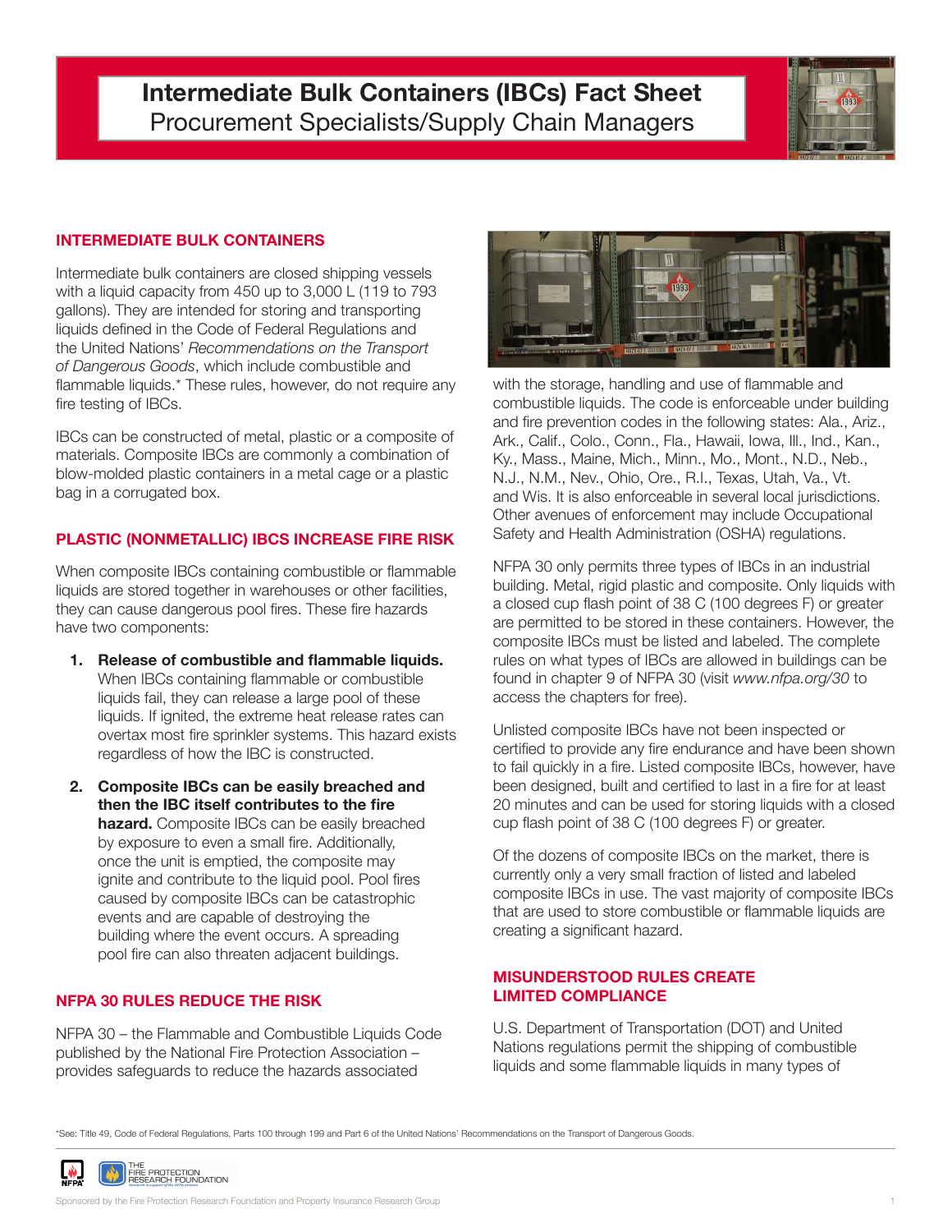# Intermediate Bulk Containers (IBCs) Fact Sheet

## Procurement Specialists/Supply Chain Managers

### INTERMEDIATE BULK CONTAINERS

Intermediate bulk containers are closed shipping vessels with a liquid capacity from 450 up to 3,000 L (119 to 793 gallons). They are intended for storing and transporting liquids defined in the Code of Federal Regulations and the United Nations' *Recommendations on the Transport of Dangerous Goods*, which include combustible and flammable liquids.* These rules, however, do not require any fire testing of IBCs.

IBCs can be constructed of metal, plastic or a composite of materials. Composite IBCs are commonly a combination of blow-molded plastic containers in a metal cage or a plastic bag in a corrugated box.

### PLASTIC (NONMETALLIC) IBCS INCREASE FIRE RISK

When composite IBCs containing combustible or flammable liquids are stored together in warehouses or other facilities, they can cause dangerous pool fires. These fire hazards have two components:

1. **Release of combustible and flammable liquids.** When IBCs containing flammable or combustible liquids fail, they can release a large pool of these liquids. If ignited, the extreme heat release rates can overtax most fire sprinkler systems. This hazard exists regardless of how the IBC is constructed.
2. **Composite IBCs can be easily breached and then the IBC itself contributes to the fire hazard.** Composite IBCs can be easily breached by exposure to even a small fire. Additionally, once the unit is emptied, the composite may ignite and contribute to the liquid pool. Pool fires caused by composite IBCs can be catastrophic events and are capable of destroying the building where the event occurs. A spreading pool fire can also threaten adjacent buildings.

### NFPA 30 RULES REDUCE THE RISK

NFPA 30 – the Flammable and Combustible Liquids Code published by the National Fire Protection Association – provides safeguards to reduce the hazards associated with the storage, handling and use of flammable and combustible liquids. The code is enforceable under building and fire prevention codes in the following states: Ala., Ariz., Ark., Calif., Colo., Conn., Fla., Hawaii, Iowa, Ill., Ind., Kan., Ky., Mass., Maine, Mich., Minn., Mo., Mont., N.D., Neb., N.J., N.M., Nev., Ohio, Ore., R.I., Texas, Utah, Va., Vt. and Wis. It is also enforceable in several local jurisdictions. Other avenues of enforcement may include Occupational Safety and Health Administration (OSHA) regulations.

NFPA 30 only permits three types of IBCs in an industrial building. Metal, rigid plastic and composite. Only liquids with a closed cup flash point of 38 C (100 degrees F) or greater are permitted to be stored in these containers. However, the composite IBCs must be listed and labeled. The complete rules on what types of IBCs are allowed in buildings can be found in chapter 9 of NFPA 30 (visit *www.nfpa.org/30* to access the chapters for free).

Unlisted composite IBCs have not been inspected or certified to provide any fire endurance and have been shown to fail quickly in a fire. Listed composite IBCs, however, have been designed, built and certified to last in a fire for at least 20 minutes and can be used for storing liquids with a closed cup flash point of 38 C (100 degrees F) or greater.

Of the dozens of composite IBCs on the market, there is currently only a very small fraction of listed and labeled composite IBCs in use. The vast majority of composite IBCs that are used to store combustible or flammable liquids are creating a significant hazard.

### MISUNDERSTOOD RULES CREATE LIMITED COMPLIANCE

U.S. Department of Transportation (DOT) and United Nations regulations permit the shipping of combustible liquids and some flammable liquids in many types of

*See: Title 49, Code of Federal Regulations, Parts 100 through 199 and Part 6 of the United Nations' Recommendations on the Transport of Dangerous Goods.

Sponsored by the Fire Protection Research Foundation and Property Insurance Research Group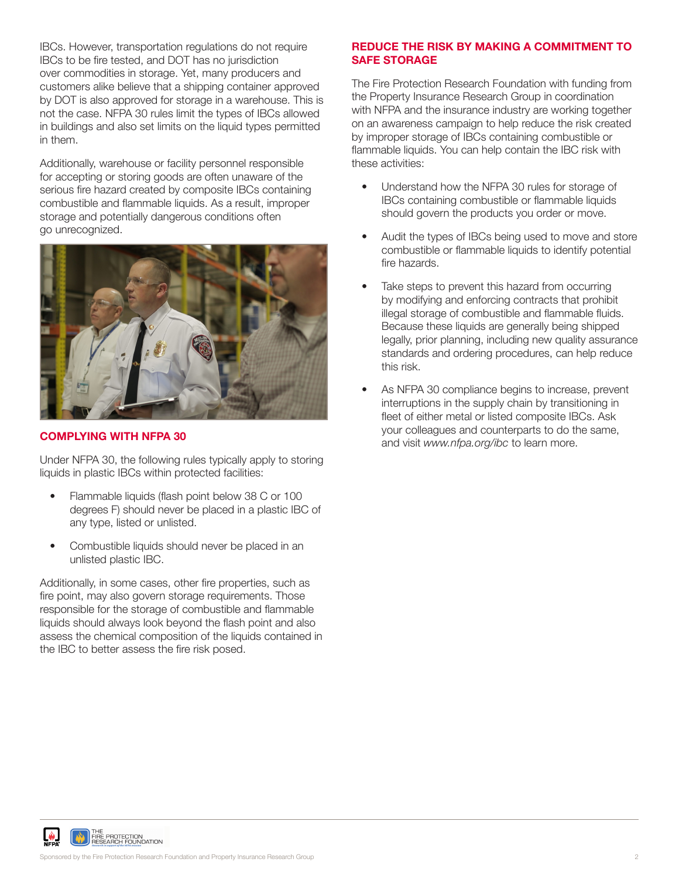IBCs. However, transportation regulations do not require IBCs to be fire tested, and DOT has no jurisdiction over commodities in storage. Yet, many producers and customers alike believe that a shipping container approved by DOT is also approved for storage in a warehouse. This is not the case. NFPA 30 rules limit the types of IBCs allowed in buildings and also set limits on the liquid types permitted in them.

Additionally, warehouse or facility personnel responsible for accepting or storing goods are often unaware of the serious fire hazard created by composite IBCs containing combustible and flammable liquids. As a result, improper storage and potentially dangerous conditions often go unrecognized.

## COMPLYING WITH NFPA 30

Under NFPA 30, the following rules typically apply to storing liquids in plastic IBCs within protected facilities:

- Flammable liquids (flash point below 38 C or 100 degrees F) should never be placed in a plastic IBC of any type, listed or unlisted.
- Combustible liquids should never be placed in an unlisted plastic IBC.

Additionally, in some cases, other fire properties, such as fire point, may also govern storage requirements. Those responsible for the storage of combustible and flammable liquids should always look beyond the flash point and also assess the chemical composition of the liquids contained in the IBC to better assess the fire risk posed.

## REDUCE THE RISK BY MAKING A COMMITMENT TO SAFE STORAGE

The Fire Protection Research Foundation with funding from the Property Insurance Research Group in coordination with NFPA and the insurance industry are working together on an awareness campaign to help reduce the risk created by improper storage of IBCs containing combustible or flammable liquids. You can help contain the IBC risk with these activities:

- Understand how the NFPA 30 rules for storage of IBCs containing combustible or flammable liquids should govern the products you order or move.
- Audit the types of IBCs being used to move and store combustible or flammable liquids to identify potential fire hazards.
- Take steps to prevent this hazard from occurring by modifying and enforcing contracts that prohibit illegal storage of combustible and flammable fluids. Because these liquids are generally being shipped legally, prior planning, including new quality assurance standards and ordering procedures, can help reduce this risk.
- As NFPA 30 compliance begins to increase, prevent interruptions in the supply chain by transitioning in fleet of either metal or listed composite IBCs. Ask your colleagues and counterparts to do the same, and visit *www.nfpa.org/ibc* to learn more.

Sponsored by the Fire Protection Research Foundation and Property Insurance Research Group